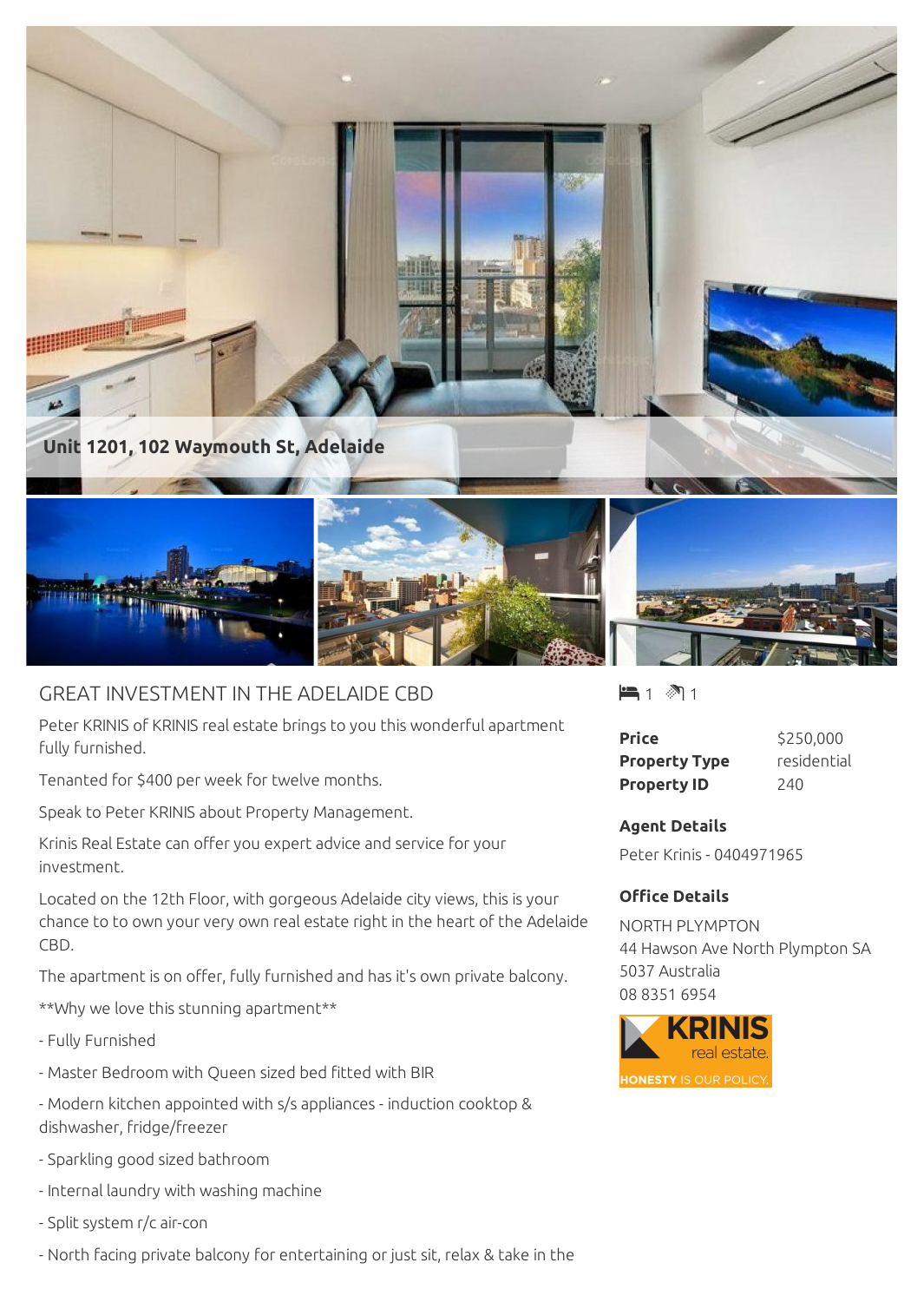**Unit 1201, 102 Waymouth St, Adelaide**

# GREAT INVESTMENT IN THE ADELAIDE CBD

Peter KRINIS of KRINIS real estate brings to you this wonderful apartment fully furnished.

Tenanted for $400 per week for twelve months.

Speak to Peter KRINIS about Property Management.

Krinis Real Estate can offer you expert advice and service for your investment.

Located on the 12th Floor, with gorgeous Adelaide city views, this is your chance to to own your very own real estate right in the heart of the Adelaide CBD.

The apartment is on offer, fully furnished and has it's own private balcony.

**Why we love this stunning apartment**

- Fully Furnished
- Master Bedroom with Queen sized bed fitted with BIR
- Modern kitchen appointed with s/s appliances - induction cooktop & dishwasher, fridge/freezer
- Sparkling good sized bathroom
- Internal laundry with washing machine
- Split system r/c air-con
- North facing private balcony for entertaining or just sit, relax & take in the

1 1

| | |
|---|---|
| **Price** | $250,000 |
| **Property Type** | residential |
| **Property ID** | 240 |

### Agent Details

Peter Krinis - 0404971965

### Office Details

NORTH PLYMPTON
44 Hawson Ave North Plympton SA 5037 Australia
08 8351 6954

KRINIS real estate. HONESTY IS OUR POLICY.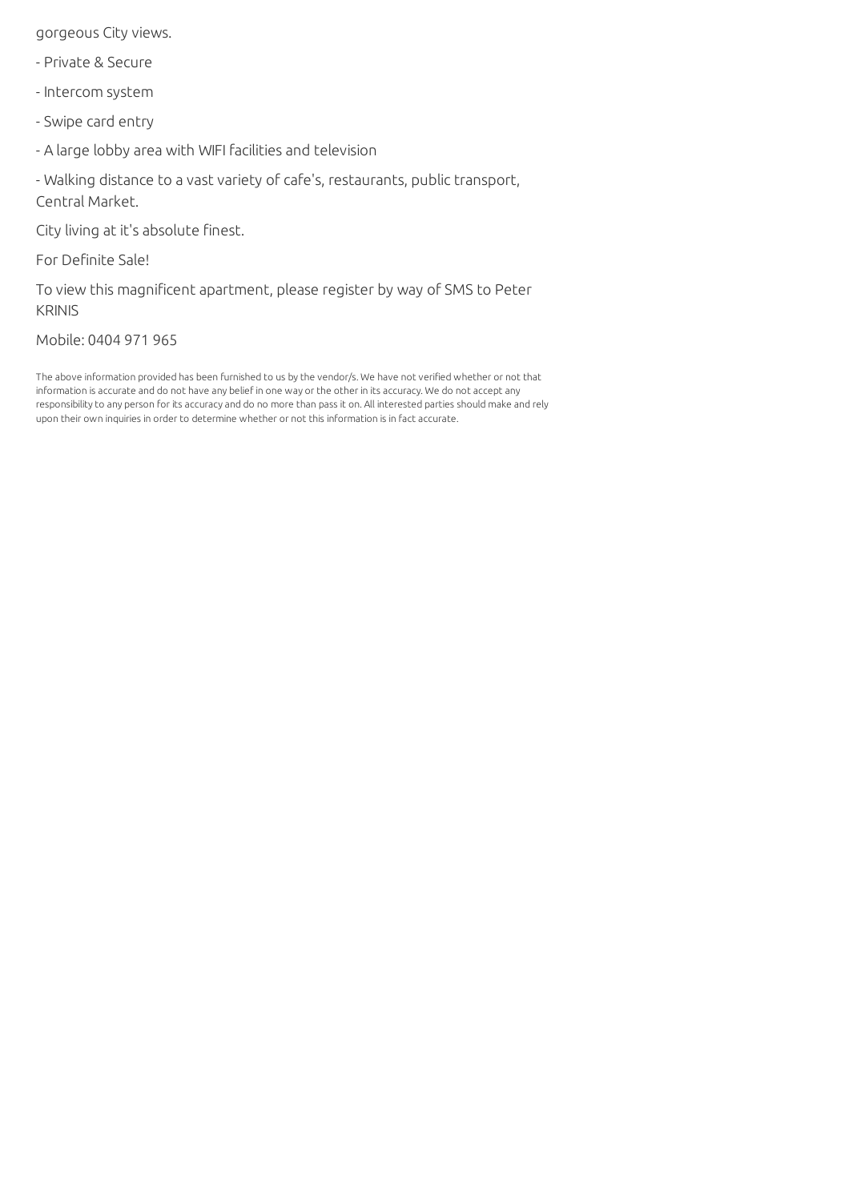gorgeous City views.

- Private & Secure

- Intercom system

- Swipe card entry

- A large lobby area with WIFI facilities and television

- Walking distance to a vast variety of cafe's, restaurants, public transport, Central Market.

City living at it's absolute finest.

For Definite Sale!

To view this magnificent apartment, please register by way of SMS to Peter KRINIS

Mobile: 0404 971 965

The above information provided has been furnished to us by the vendor/s. We have not verified whether or not that information is accurate and do not have any belief in one way or the other in its accuracy. We do not accept any responsibility to any person for its accuracy and do no more than pass it on. All interested parties should make and rely upon their own inquiries in order to determine whether or not this information is in fact accurate.